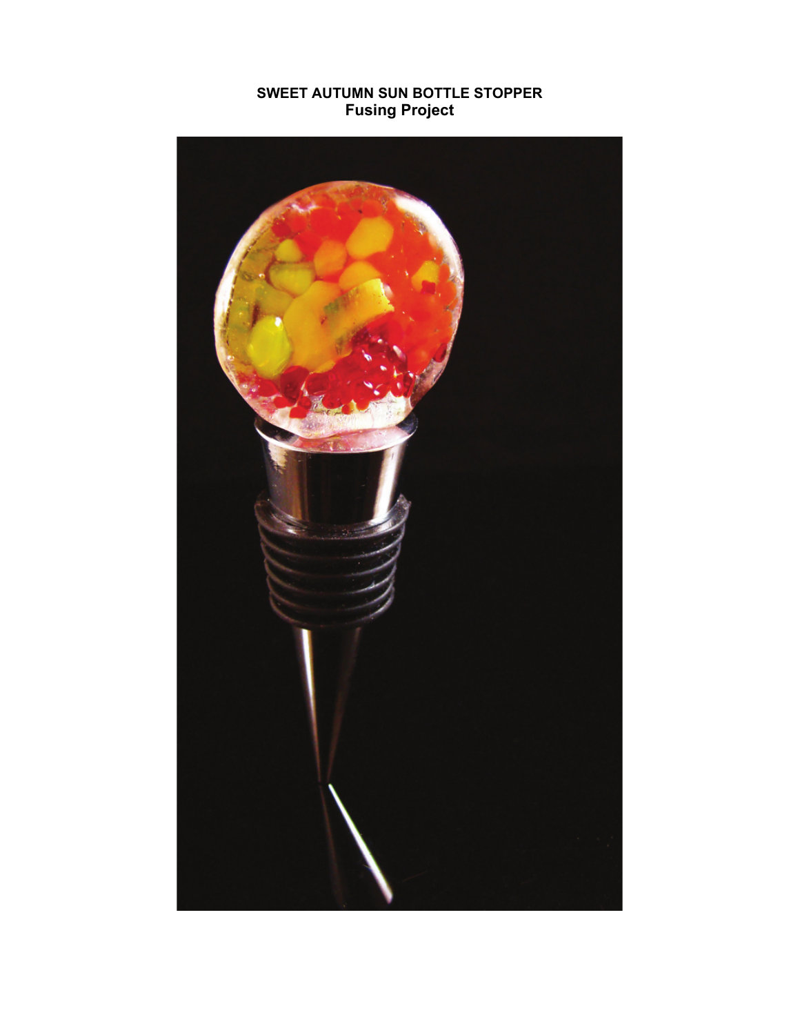# SWEET AUTUMN SUN BOTTLE STOPPER
## Fusing Project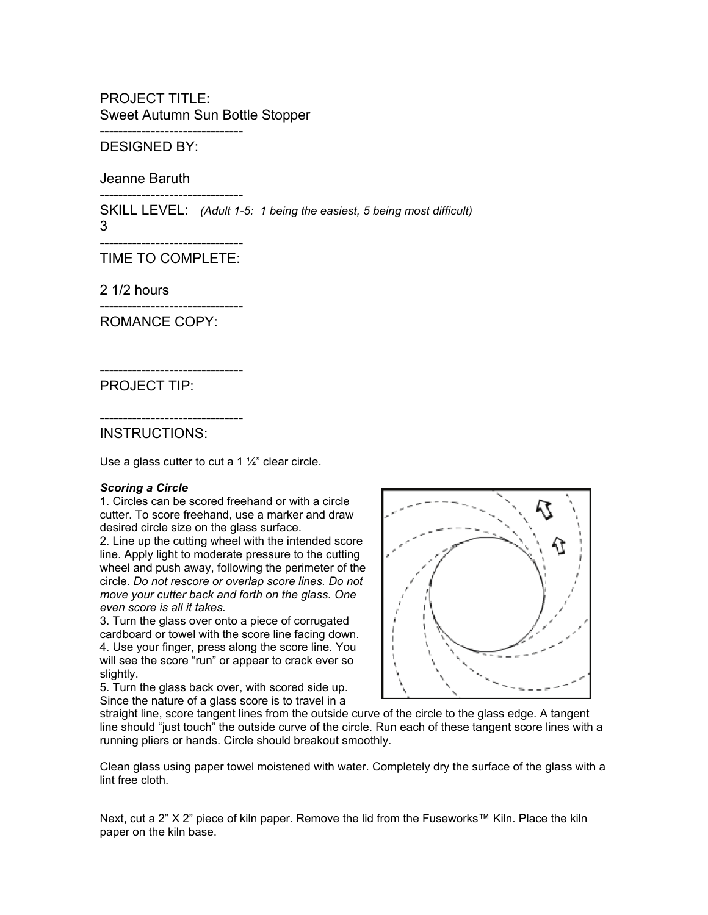PROJECT TITLE:
Sweet Autumn Sun Bottle Stopper

-------------------------------

DESIGNED BY:

Jeanne Baruth

-------------------------------

SKILL LEVEL: *(Adult 1-5: 1 being the easiest, 5 being most difficult)*
3

-------------------------------

TIME TO COMPLETE:

2 1/2 hours

-------------------------------

ROMANCE COPY:

-------------------------------

PROJECT TIP:

-------------------------------

INSTRUCTIONS:

Use a glass cutter to cut a 1 ¼" clear circle.

***Scoring a Circle***

1. Circles can be scored freehand or with a circle cutter. To score freehand, use a marker and draw desired circle size on the glass surface.
2. Line up the cutting wheel with the intended score line. Apply light to moderate pressure to the cutting wheel and push away, following the perimeter of the circle. *Do not rescore or overlap score lines. Do not move your cutter back and forth on the glass. One even score is all it takes.*
3. Turn the glass over onto a piece of corrugated cardboard or towel with the score line facing down.
4. Use your finger, press along the score line. You will see the score "run" or appear to crack ever so slightly.
5. Turn the glass back over, with scored side up. Since the nature of a glass score is to travel in a straight line, score tangent lines from the outside curve of the circle to the glass edge. A tangent line should "just touch" the outside curve of the circle. Run each of these tangent score lines with a running pliers or hands. Circle should breakout smoothly.

Clean glass using paper towel moistened with water. Completely dry the surface of the glass with a lint free cloth.

Next, cut a 2" X 2" piece of kiln paper. Remove the lid from the Fuseworks™ Kiln. Place the kiln paper on the kiln base.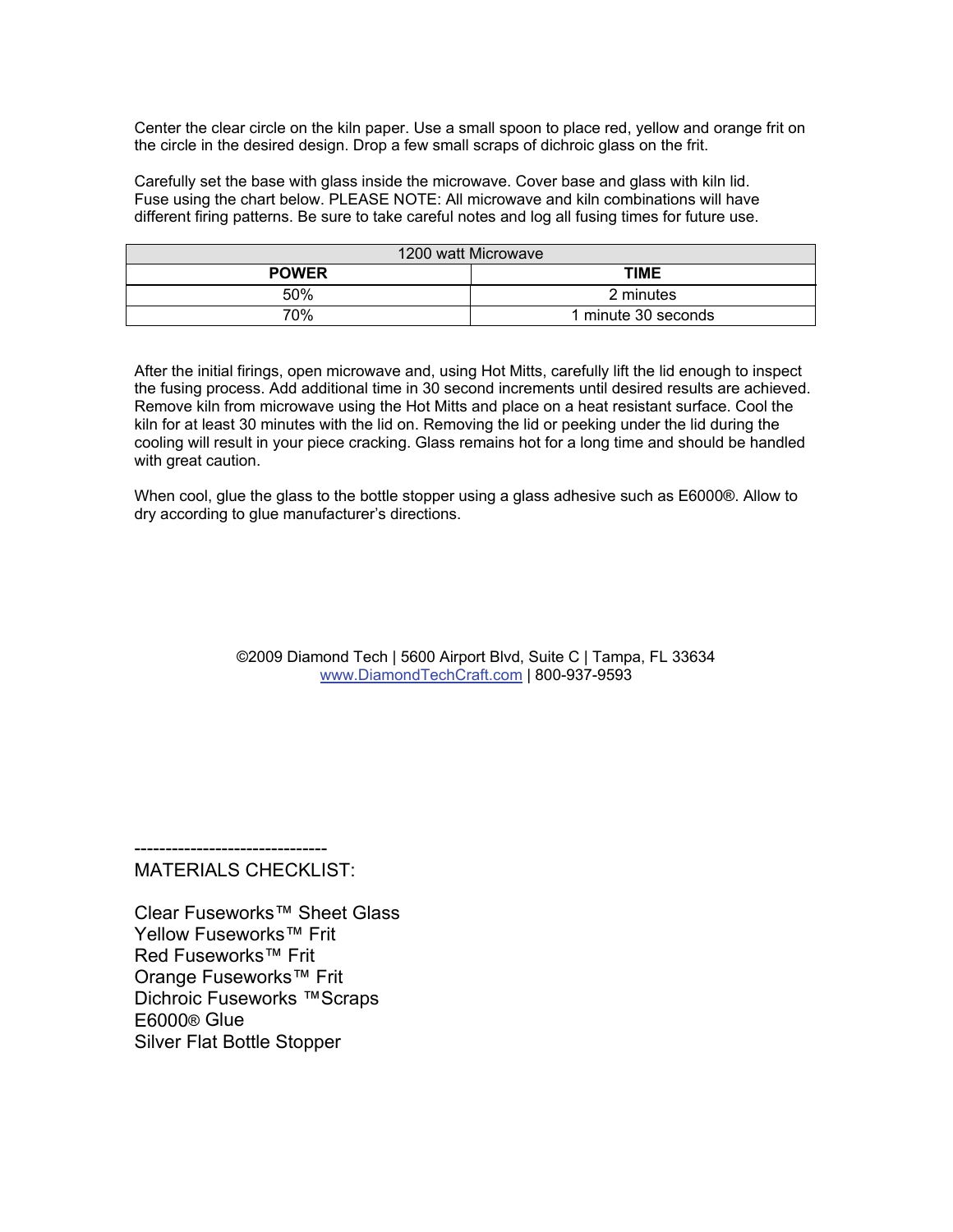Center the clear circle on the kiln paper. Use a small spoon to place red, yellow and orange frit on the circle in the desired design. Drop a few small scraps of dichroic glass on the frit.

Carefully set the base with glass inside the microwave. Cover base and glass with kiln lid. Fuse using the chart below. PLEASE NOTE: All microwave and kiln combinations will have different firing patterns. Be sure to take careful notes and log all fusing times for future use.

| 1200 watt Microwave | |
|---|---|
| **POWER** | **TIME** |
| 50% | 2 minutes |
| 70% | 1 minute 30 seconds |

After the initial firings, open microwave and, using Hot Mitts, carefully lift the lid enough to inspect the fusing process. Add additional time in 30 second increments until desired results are achieved. Remove kiln from microwave using the Hot Mitts and place on a heat resistant surface. Cool the kiln for at least 30 minutes with the lid on. Removing the lid or peeking under the lid during the cooling will result in your piece cracking. Glass remains hot for a long time and should be handled with great caution.

When cool, glue the glass to the bottle stopper using a glass adhesive such as E6000®. Allow to dry according to glue manufacturer's directions.

©2009 Diamond Tech | 5600 Airport Blvd, Suite C | Tampa, FL 33634
www.DiamondTechCraft.com | 800-937-9593

-------------------------------
MATERIALS CHECKLIST:

Clear Fuseworks™ Sheet Glass
Yellow Fuseworks™ Frit
Red Fuseworks™ Frit
Orange Fuseworks™ Frit
Dichroic Fuseworks ™Scraps
E6000® Glue
Silver Flat Bottle Stopper